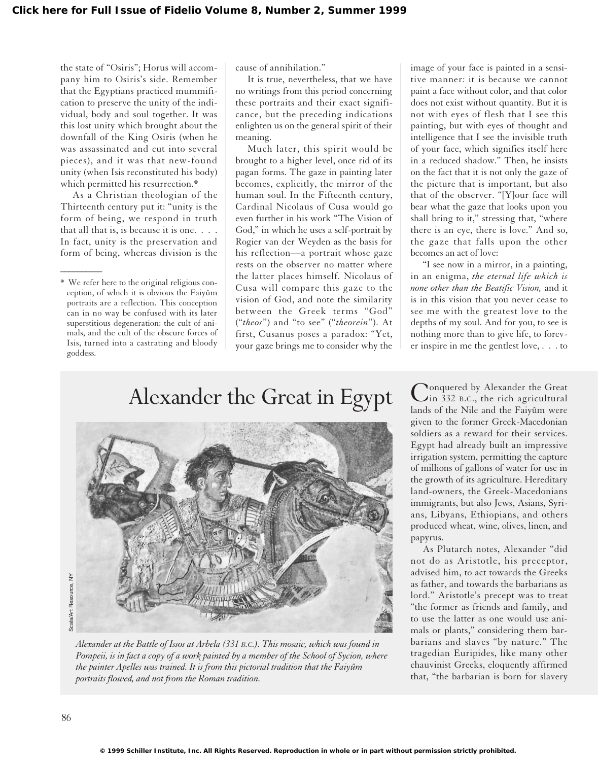the state of "Osiris"; Horus will accompany him to Osiris's side. Remember that the Egyptians practiced mummification to preserve the unity of the individual, body and soul together. It was this lost unity which brought about the downfall of the King Osiris (when he was assassinated and cut into several pieces), and it was that new-found unity (when Isis reconstituted his body) which permitted his resurrection.*

As a Christian theologian of the Thirteenth century put it: "unity is the form of being, we respond in truth that all that is, is because it is one. . . . In fact, unity is the preservation and form of being, whereas division is the cause of annihilation."

It is true, nevertheless, that we have no writings from this period concerning these portraits and their exact significance, but the preceding indications enlighten us on the general spirit of their meaning.

Much later, this spirit would be brought to a higher level, once rid of its pagan forms. The gaze in painting later becomes, explicitly, the mirror of the human soul. In the Fifteenth century, Cardinal Nicolaus of Cusa would go even further in his work "The Vision of God," in which he uses a self-portrait by Rogier van der Weyden as the basis for his reflection—a portrait whose gaze rests on the observer no matter where the latter places himself. Nicolaus of Cusa will compare this gaze to the vision of God, and note the similarity between the Greek terms "God" ("*theos*") and "to see" ("*theorein*"). At first, Cusanus poses a paradox: "Yet, your gaze brings me to consider why the image of your face is painted in a sensitive manner: it is because we cannot paint a face without color, and that color does not exist without quantity. But it is not with eyes of flesh that I see this painting, but with eyes of thought and intelligence that I see the invisible truth of your face, which signifies itself here in a reduced shadow." Then, he insists on the fact that it is not only the gaze of the picture that is important, but also that of the observer. "[Y]our face will bear what the gaze that looks upon you shall bring to it," stressing that, "where there is an eye, there is love." And so, the gaze that falls upon the other becomes an act of love:

"I see now in a mirror, in a painting, in an enigma, *the eternal life which is none other than the Beatific Vision,* and it is in this vision that you never cease to see me with the greatest love to the depths of my soul. And for you, to see is nothing more than to give life, to forever inspire in me the gentlest love, . . . to

---

* We refer here to the original religious conception, of which it is obvious the Faiyûm portraits are a reflection. This conception can in no way be confused with its later superstitious degeneration: the cult of animals, and the cult of the obscure forces of Isis, turned into a castrating and bloody goddess.

## Alexander the Great in Egypt

*Alexander at the Battle of Issos at Arbela (331 B.C.). This mosaic, which was found in Pompeii, is in fact a copy of a work painted by a member of the School of Sycion, where the painter Apelles was trained. It is from this pictorial tradition that the Faiyûm portraits flowed, and not from the Roman tradition.*

Conquered by Alexander the Great in 332 B.C., the rich agricultural lands of the Nile and the Faiyûm were given to the former Greek-Macedonian soldiers as a reward for their services. Egypt had already built an impressive irrigation system, permitting the capture of millions of gallons of water for use in the growth of its agriculture. Hereditary land-owners, the Greek-Macedonians immigrants, but also Jews, Asians, Syrians, Libyans, Ethiopians, and others produced wheat, wine, olives, linen, and papyrus.

As Plutarch notes, Alexander "did not do as Aristotle, his preceptor, advised him, to act towards the Greeks as father, and towards the barbarians as lord." Aristotle's precept was to treat "the former as friends and family, and to use the latter as one would use animals or plants," considering them barbarians and slaves "by nature." The tragedian Euripides, like many other chauvinist Greeks, eloquently affirmed that, "the barbarian is born for slavery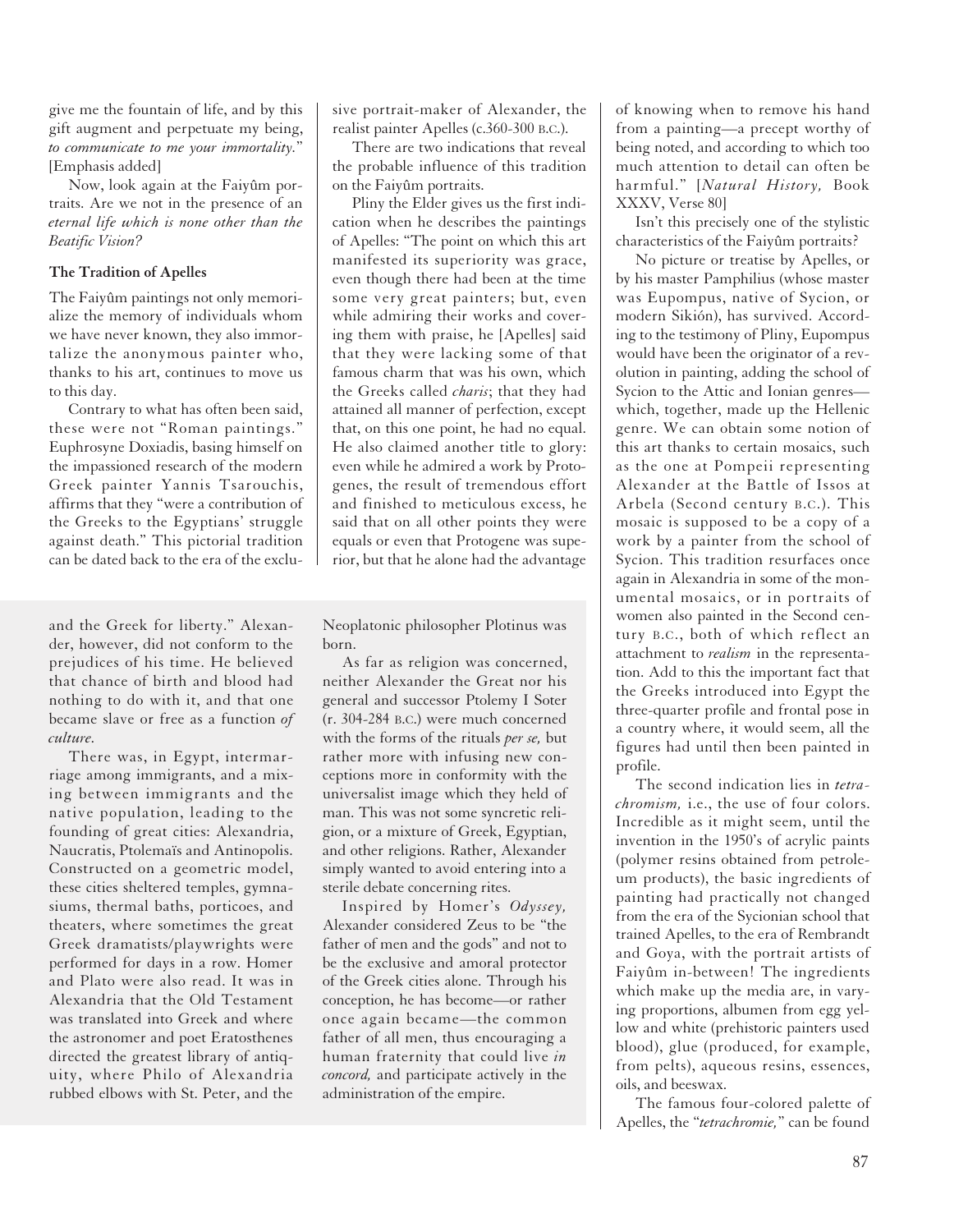give me the fountain of life, and by this gift augment and perpetuate my being, *to communicate to me your immortality.*" [Emphasis added]

Now, look again at the Faiyûm portraits. Are we not in the presence of an *eternal life which is none other than the Beatific Vision?*

**The Tradition of Apelles**

The Faiyûm paintings not only memorialize the memory of individuals whom we have never known, they also immortalize the anonymous painter who, thanks to his art, continues to move us to this day.

Contrary to what has often been said, these were not "Roman paintings." Euphrosyne Doxiadis, basing himself on the impassioned research of the modern Greek painter Yannis Tsarouchis, affirms that they "were a contribution of the Greeks to the Egyptians' struggle against death." This pictorial tradition can be dated back to the era of the exclusive portrait-maker of Alexander, the realist painter Apelles (c.360-300 B.C.).

There are two indications that reveal the probable influence of this tradition on the Faiyûm portraits.

Pliny the Elder gives us the first indication when he describes the paintings of Apelles: "The point on which this art manifested its superiority was grace, even though there had been at the time some very great painters; but, even while admiring their works and covering them with praise, he [Apelles] said that they were lacking some of that famous charm that was his own, which the Greeks called *charis*; that they had attained all manner of perfection, except that, on this one point, he had no equal. He also claimed another title to glory: even while he admired a work by Protogenes, the result of tremendous effort and finished to meticulous excess, he said that on all other points they were equals or even that Protogene was superior, but that he alone had the advantage of knowing when to remove his hand from a painting—a precept worthy of being noted, and according to which too much attention to detail can often be harmful." [*Natural History,* Book XXXV, Verse 80]

Isn't this precisely one of the stylistic characteristics of the Faiyûm portraits?

No picture or treatise by Apelles, or by his master Pamphilius (whose master was Eupompus, native of Sycion, or modern Sikión), has survived. According to the testimony of Pliny, Eupompus would have been the originator of a revolution in painting, adding the school of Sycion to the Attic and Ionian genres—which, together, made up the Hellenic genre. We can obtain some notion of this art thanks to certain mosaics, such as the one at Pompeii representing Alexander at the Battle of Issos at Arbela (Second century B.C.). This mosaic is supposed to be a copy of a work by a painter from the school of Sycion. This tradition resurfaces once again in Alexandria in some of the monumental mosaics, or in portraits of women also painted in the Second century B.C., both of which reflect an attachment to *realism* in the representation. Add to this the important fact that the Greeks introduced into Egypt the three-quarter profile and frontal pose in a country where, it would seem, all the figures had until then been painted in profile.

The second indication lies in *tetrachromism,* i.e., the use of four colors. Incredible as it might seem, until the invention in the 1950's of acrylic paints (polymer resins obtained from petroleum products), the basic ingredients of painting had practically not changed from the era of the Sycionian school that trained Apelles, to the era of Rembrandt and Goya, with the portrait artists of Faiyûm in-between! The ingredients which make up the media are, in varying proportions, albumen from egg yellow and white (prehistoric painters used blood), glue (produced, for example, from pelts), aqueous resins, essences, oils, and beeswax.

The famous four-colored palette of Apelles, the "*tetrachromie,*" can be found

---

and the Greek for liberty." Alexander, however, did not conform to the prejudices of his time. He believed that chance of birth and blood had nothing to do with it, and that one became slave or free as a function *of culture.*

There was, in Egypt, intermarriage among immigrants, and a mixing between immigrants and the native population, leading to the founding of great cities: Alexandria, Naucratis, Ptolemaïs and Antinopolis. Constructed on a geometric model, these cities sheltered temples, gymnasiums, thermal baths, porticoes, and theaters, where sometimes the great Greek dramatists/playwrights were performed for days in a row. Homer and Plato were also read. It was in Alexandria that the Old Testament was translated into Greek and where the astronomer and poet Eratosthenes directed the greatest library of antiquity, where Philo of Alexandria rubbed elbows with St. Peter, and the Neoplatonic philosopher Plotinus was born.

As far as religion was concerned, neither Alexander the Great nor his general and successor Ptolemy I Soter (r. 304-284 B.C.) were much concerned with the forms of the rituals *per se,* but rather more with infusing new conceptions more in conformity with the universalist image which they held of man. This was not some syncretic religion, or a mixture of Greek, Egyptian, and other religions. Rather, Alexander simply wanted to avoid entering into a sterile debate concerning rites.

Inspired by Homer's *Odyssey,* Alexander considered Zeus to be "the father of men and the gods" and not to be the exclusive and amoral protector of the Greek cities alone. Through his conception, he has become—or rather once again became—the common father of all men, thus encouraging a human fraternity that could live *in concord,* and participate actively in the administration of the empire.